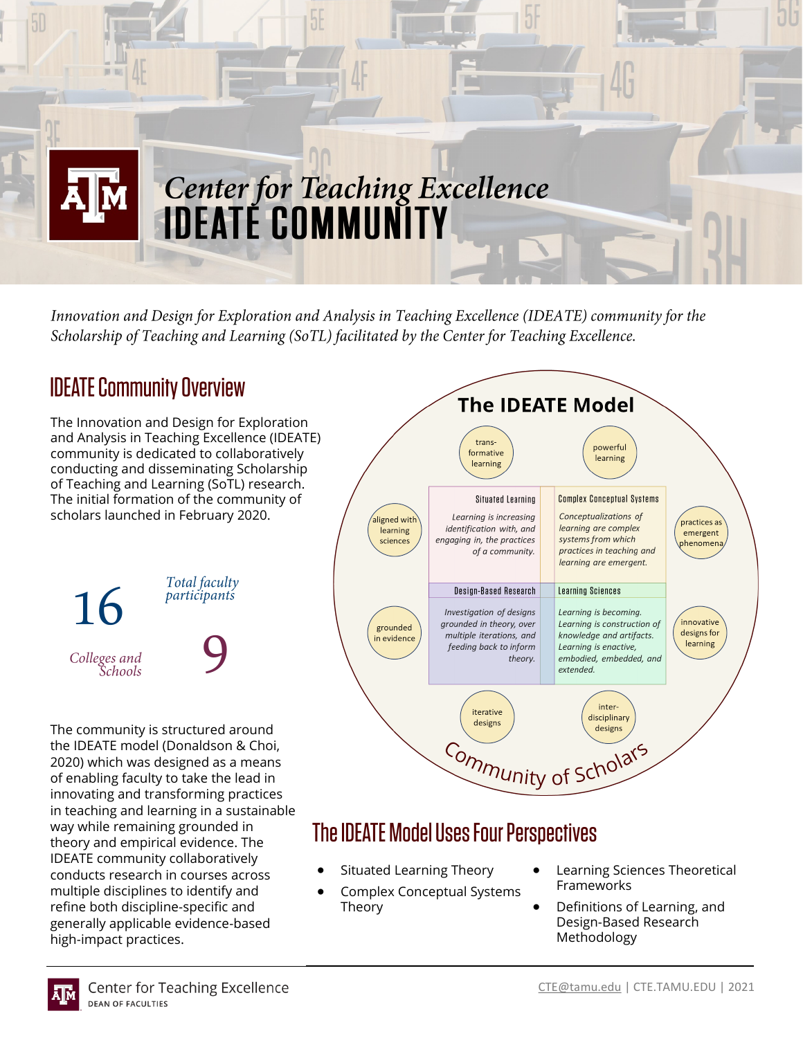# Center for Teaching Excellence
# IDEATE COMMUNITY

*Innovation and Design for Exploration and Analysis in Teaching Excellence (IDEATE) community for the Scholarship of Teaching and Learning (SoTL) facilitated by the Center for Teaching Excellence.*

## IDEATE Community Overview

The Innovation and Design for Exploration and Analysis in Teaching Excellence (IDEATE) community is dedicated to collaboratively conducting and disseminating Scholarship of Teaching and Learning (SoTL) research. The initial formation of the community of scholars launched in February 2020.

**16** *Total faculty participants*

**9** *Colleges and Schools*

The community is structured around the IDEATE model (Donaldson & Choi, 2020) which was designed as a means of enabling faculty to take the lead in innovating and transforming practices in teaching and learning in a sustainable way while remaining grounded in theory and empirical evidence. The IDEATE community collaboratively conducts research in courses across multiple disciplines to identify and refine both discipline-specific and generally applicable evidence-based high-impact practices.

### The IDEATE Model

trans-formative learning · powerful learning · aligned with learning sciences · practices as emergent phenomena · grounded in evidence · innovative designs for learning · iterative designs · inter-disciplinary designs

| Situated Learning | Complex Conceptual Systems |
|---|---|
| *Learning is increasing identification with, and engaging in, the practices of a community.* | *Conceptualizations of learning are complex systems from which practices in teaching and learning are emergent.* |

| Design-Based Research | Learning Sciences |
|---|---|
| *Investigation of designs grounded in theory, over multiple iterations, and feeding back to inform theory.* | *Learning is becoming. Learning is construction of knowledge and artifacts. Learning is enactive, embodied, embedded, and extended.* |

Community of Scholars

## The IDEATE Model Uses Four Perspectives

- Situated Learning Theory
- Complex Conceptual Systems Theory
- Learning Sciences Theoretical Frameworks
- Definitions of Learning, and Design-Based Research Methodology

Center for Teaching Excellence
DEAN OF FACULTIES

CTE@tamu.edu | CTE.TAMU.EDU | 2021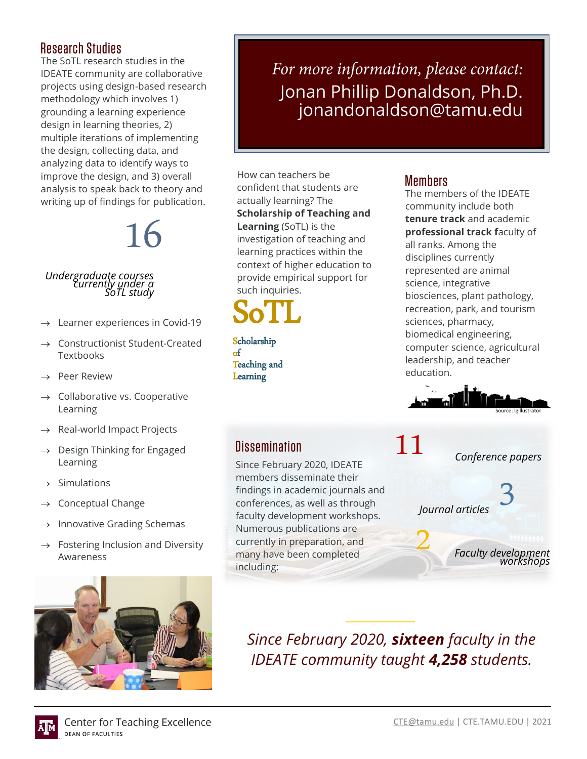## Research Studies

The SoTL research studies in the IDEATE community are collaborative projects using design-based research methodology which involves 1) grounding a learning experience design in learning theories, 2) multiple iterations of implementing the design, collecting data, and analyzing data to identify ways to improve the design, and 3) overall analysis to speak back to theory and writing up of findings for publication.

16

*Undergraduate courses currently under a SoTL study*

- Learner experiences in Covid-19
- Constructionist Student-Created Textbooks
- Peer Review
- Collaborative vs. Cooperative Learning
- Real-world Impact Projects
- Design Thinking for Engaged Learning
- Simulations
- Conceptual Change
- Innovative Grading Schemas
- Fostering Inclusion and Diversity Awareness

*For more information, please contact:*
Jonan Phillip Donaldson, Ph.D.
jonandonaldson@tamu.edu

How can teachers be confident that students are actually learning? The **Scholarship of Teaching and Learning** (SoTL) is the investigation of teaching and learning practices within the context of higher education to provide empirical support for such inquiries.

SoTL

Scholarship
of
Teaching and
Learning

## Members

The members of the IDEATE community include both **tenure track** and academic **professional track f**aculty of all ranks. Among the disciplines currently represented are animal science, integrative biosciences, plant pathology, recreation, park, and tourism sciences, pharmacy, biomedical engineering, computer science, agricultural leadership, and teacher education.

Source: Igillustrator

## Dissemination

Since February 2020, IDEATE members disseminate their findings in academic journals and conferences, as well as through faculty development workshops. Numerous publications are currently in preparation, and many have been completed including:

11 *Conference papers*

3 *Journal articles*

2 *Faculty development workshops*

*Since February 2020, **sixteen** faculty in the IDEATE community taught **4,258** students.*

Center for Teaching Excellence
DEAN OF FACULTIES

CTE@tamu.edu | CTE.TAMU.EDU | 2021